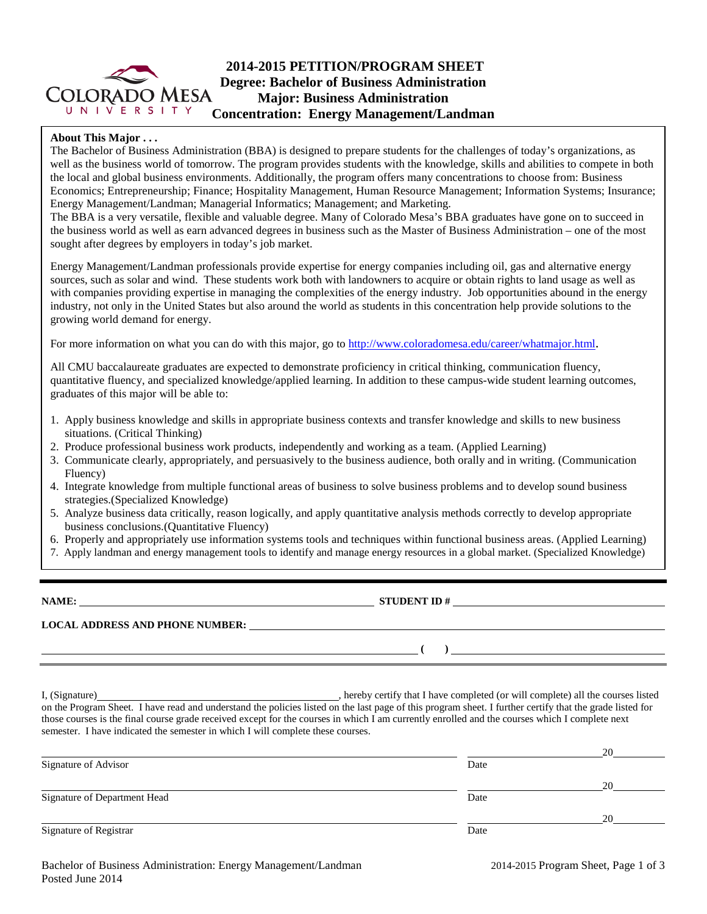# 2014-2015 PETITION/PROGRAM SHEET

**Degree: Bachelor of Business Administration**
**Major: Business Administration**
**Concentration: Energy Management/Landman**

**About This Major . . .**

The Bachelor of Business Administration (BBA) is designed to prepare students for the challenges of today's organizations, as well as the business world of tomorrow. The program provides students with the knowledge, skills and abilities to compete in both the local and global business environments. Additionally, the program offers many concentrations to choose from: Business Economics; Entrepreneurship; Finance; Hospitality Management, Human Resource Management; Information Systems; Insurance; Energy Management/Landman; Managerial Informatics; Management; and Marketing.

The BBA is a very versatile, flexible and valuable degree. Many of Colorado Mesa's BBA graduates have gone on to succeed in the business world as well as earn advanced degrees in business such as the Master of Business Administration – one of the most sought after degrees by employers in today's job market.

Energy Management/Landman professionals provide expertise for energy companies including oil, gas and alternative energy sources, such as solar and wind. These students work both with landowners to acquire or obtain rights to land usage as well as with companies providing expertise in managing the complexities of the energy industry. Job opportunities abound in the energy industry, not only in the United States but also around the world as students in this concentration help provide solutions to the growing world demand for energy.

For more information on what you can do with this major, go to http://www.coloradomesa.edu/career/whatmajor.html.

All CMU baccalaureate graduates are expected to demonstrate proficiency in critical thinking, communication fluency, quantitative fluency, and specialized knowledge/applied learning. In addition to these campus-wide student learning outcomes, graduates of this major will be able to:

1. Apply business knowledge and skills in appropriate business contexts and transfer knowledge and skills to new business situations. (Critical Thinking)
2. Produce professional business work products, independently and working as a team. (Applied Learning)
3. Communicate clearly, appropriately, and persuasively to the business audience, both orally and in writing. (Communication Fluency)
4. Integrate knowledge from multiple functional areas of business to solve business problems and to develop sound business strategies.(Specialized Knowledge)
5. Analyze business data critically, reason logically, and apply quantitative analysis methods correctly to develop appropriate business conclusions.(Quantitative Fluency)
6. Properly and appropriately use information systems tools and techniques within functional business areas. (Applied Learning)
7. Apply landman and energy management tools to identify and manage energy resources in a global market. (Specialized Knowledge)

---

**NAME:** ______________________ **STUDENT ID #** ______________________

**LOCAL ADDRESS AND PHONE NUMBER:** ______________________

______________________ **( )** ______________________

I, (Signature)______________________, hereby certify that I have completed (or will complete) all the courses listed on the Program Sheet. I have read and understand the policies listed on the last page of this program sheet. I further certify that the grade listed for those courses is the final course grade received except for the courses in which I am currently enrolled and the courses which I complete next semester. I have indicated the semester in which I will complete these courses.

______________________ ______________ 20______
Signature of Advisor Date

______________________ ______________ 20______
Signature of Department Head Date

______________________ ______________ 20______
Signature of Registrar Date

Bachelor of Business Administration: Energy Management/Landman
Posted June 2014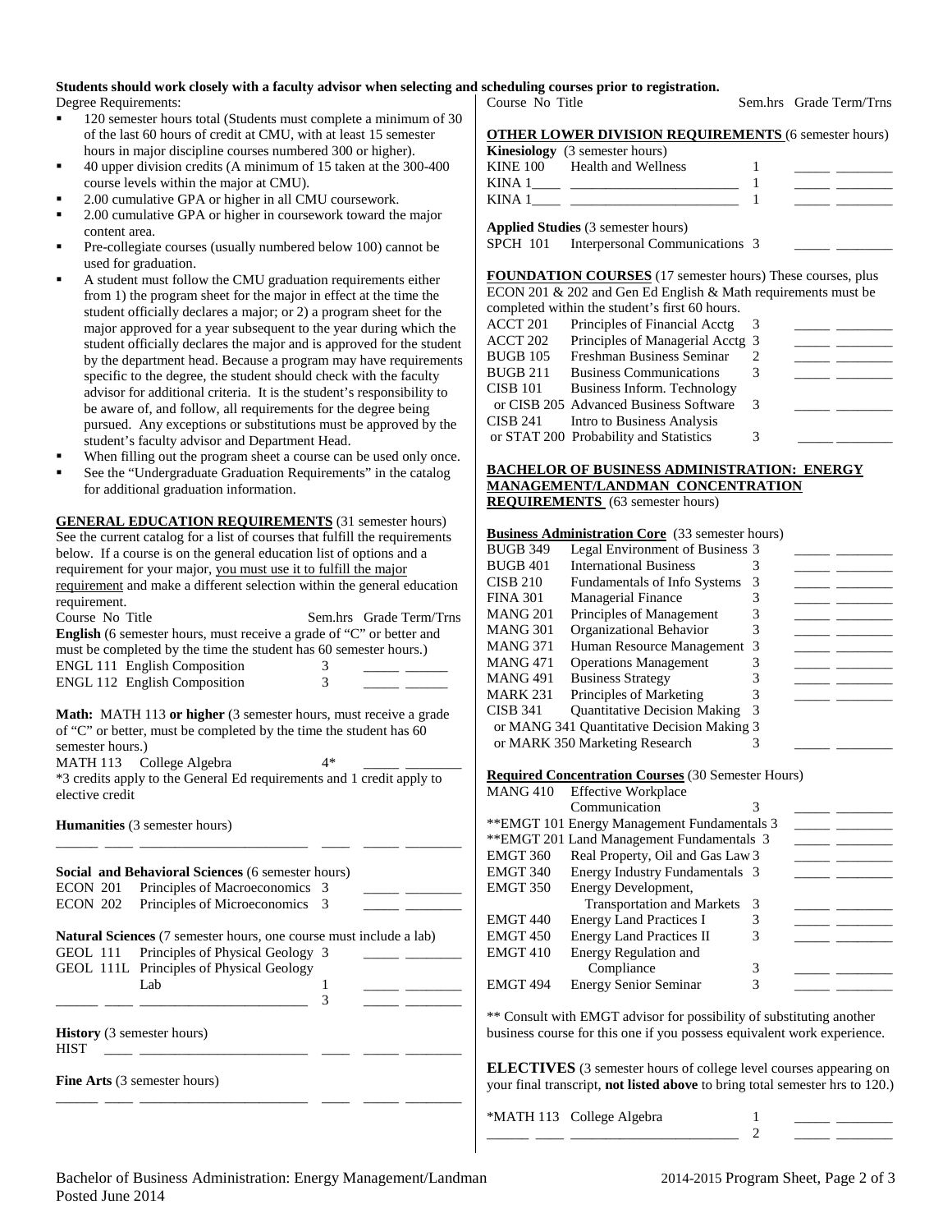**Students should work closely with a faculty advisor when selecting and scheduling courses prior to registration.**

Degree Requirements:

- 120 semester hours total (Students must complete a minimum of 30 of the last 60 hours of credit at CMU, with at least 15 semester hours in major discipline courses numbered 300 or higher).
- 40 upper division credits (A minimum of 15 taken at the 300-400 course levels within the major at CMU).
- 2.00 cumulative GPA or higher in all CMU coursework.
- 2.00 cumulative GPA or higher in coursework toward the major content area.
- Pre-collegiate courses (usually numbered below 100) cannot be used for graduation.
- A student must follow the CMU graduation requirements either from 1) the program sheet for the major in effect at the time the student officially declares a major; or 2) a program sheet for the major approved for a year subsequent to the year during which the student officially declares the major and is approved for the student by the department head. Because a program may have requirements specific to the degree, the student should check with the faculty advisor for additional criteria. It is the student's responsibility to be aware of, and follow, all requirements for the degree being pursued. Any exceptions or substitutions must be approved by the student's faculty advisor and Department Head.
- When filling out the program sheet a course can be used only once.
- See the "Undergraduate Graduation Requirements" in the catalog for additional graduation information.

**GENERAL EDUCATION REQUIREMENTS** (31 semester hours) See the current catalog for a list of courses that fulfill the requirements below. If a course is on the general education list of options and a requirement for your major, you must use it to fulfill the major requirement and make a different selection within the general education requirement.

| Course No | Title | Sem.hrs | Grade | Term/Trns |
|---|---|---|---|---|
| **English** (6 semester hours, must receive a grade of "C" or better and must be completed by the time the student has 60 semester hours.) | | | | |
| ENGL 111 | English Composition | 3 | | |
| ENGL 112 | English Composition | 3 | | |
| **Math:** MATH 113 **or higher** (3 semester hours, must receive a grade of "C" or better, must be completed by the time the student has 60 semester hours.) | | | | |
| MATH 113 | College Algebra | 4* | | |

*3 credits apply to the General Ed requirements and 1 credit apply to elective credit

| Course No | Title | Sem.hrs | Grade | Term/Trns |
|---|---|---|---|---|
| **Humanities** (3 semester hours) | | | | |
| ______ | ______ | | | |
| **Social and Behavioral Sciences** (6 semester hours) | | | | |
| ECON 201 | Principles of Macroeconomics | 3 | | |
| ECON 202 | Principles of Microeconomics | 3 | | |
| **Natural Sciences** (7 semester hours, one course must include a lab) | | | | |
| GEOL 111 | Principles of Physical Geology | 3 | | |
| GEOL 111L | Principles of Physical Geology Lab | 1 | | |
| ______ | ______ | 3 | | |
| **History** (3 semester hours) | | | | |
| HIST ____ | ______ | | | |
| **Fine Arts** (3 semester hours) | | | | |
| ______ | ______ | | | |

| Course No | Title | Sem.hrs | Grade | Term/Trns |
|---|---|---|---|---|
| **OTHER LOWER DIVISION REQUIREMENTS** (6 semester hours) | | | | |
| **Kinesiology** (3 semester hours) | | | | |
| KINE 100 | Health and Wellness | 1 | | |
| KINA 1____ | ______ | 1 | | |
| KINA 1____ | ______ | 1 | | |
| **Applied Studies** (3 semester hours) | | | | |
| SPCH 101 | Interpersonal Communications | 3 | | |

**FOUNDATION COURSES** (17 semester hours) These courses, plus ECON 201 & 202 and Gen Ed English & Math requirements must be completed within the student's first 60 hours.

| Course No | Title | Sem.hrs | Grade | Term/Trns |
|---|---|---|---|---|
| ACCT 201 | Principles of Financial Acctg | 3 | | |
| ACCT 202 | Principles of Managerial Acctg | 3 | | |
| BUGB 105 | Freshman Business Seminar | 2 | | |
| BUGB 211 | Business Communications | 3 | | |
| CISB 101 or CISB 205 | Business Inform. Technology or Advanced Business Software | 3 | | |
| CISB 241 or STAT 200 | Intro to Business Analysis or Probability and Statistics | 3 | | |

**BACHELOR OF BUSINESS ADMINISTRATION: ENERGY MANAGEMENT/LANDMAN CONCENTRATION REQUIREMENTS** (63 semester hours)

| Course No | Title | Sem.hrs | Grade | Term/Trns |
|---|---|---|---|---|
| **Business Administration Core** (33 semester hours) | | | | |
| BUGB 349 | Legal Environment of Business | 3 | | |
| BUGB 401 | International Business | 3 | | |
| CISB 210 | Fundamentals of Info Systems | 3 | | |
| FINA 301 | Managerial Finance | 3 | | |
| MANG 201 | Principles of Management | 3 | | |
| MANG 301 | Organizational Behavior | 3 | | |
| MANG 371 | Human Resource Management | 3 | | |
| MANG 471 | Operations Management | 3 | | |
| MANG 491 | Business Strategy | 3 | | |
| MARK 231 | Principles of Marketing | 3 | | |
| CISB 341 or MANG 341 or MARK 350 | Quantitative Decision Making or Quantitative Decision Making or Marketing Research | 3 | | |
| **Required Concentration Courses** (30 Semester Hours) | | | | |
| MANG 410 | Effective Workplace Communication | 3 | | |
| **EMGT 101 | Energy Management Fundamentals | 3 | | |
| **EMGT 201 | Land Management Fundamentals | 3 | | |
| EMGT 360 | Real Property, Oil and Gas Law | 3 | | |
| EMGT 340 | Energy Industry Fundamentals | 3 | | |
| EMGT 350 | Energy Development, Transportation and Markets | 3 | | |
| EMGT 440 | Energy Land Practices I | 3 | | |
| EMGT 450 | Energy Land Practices II | 3 | | |
| EMGT 410 | Energy Regulation and Compliance | 3 | | |
| EMGT 494 | Energy Senior Seminar | 3 | | |

** Consult with EMGT advisor for possibility of substituting another business course for this one if you possess equivalent work experience.

**ELECTIVES** (3 semester hours of college level courses appearing on your final transcript, **not listed above** to bring total semester hrs to 120.)

| Course No | Title | Sem.hrs | Grade | Term/Trns |
|---|---|---|---|---|
| *MATH 113 | College Algebra | 1 | | |
| ______ | ______ | 2 | | |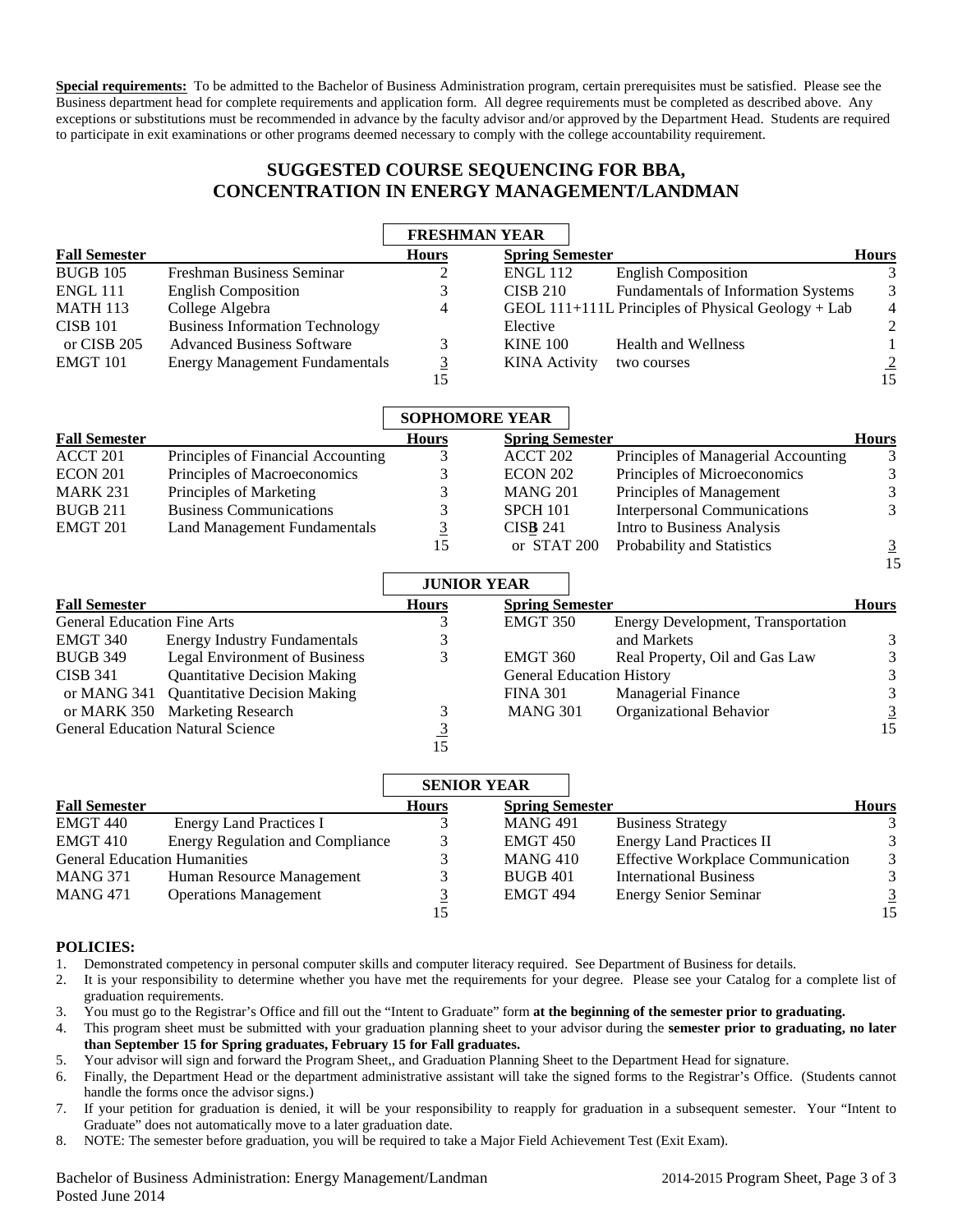**Special requirements:** To be admitted to the Bachelor of Business Administration program, certain prerequisites must be satisfied. Please see the Business department head for complete requirements and application form. All degree requirements must be completed as described above. Any exceptions or substitutions must be recommended in advance by the faculty advisor and/or approved by the Department Head. Students are required to participate in exit examinations or other programs deemed necessary to comply with the college accountability requirement.

## SUGGESTED COURSE SEQUENCING FOR BBA, CONCENTRATION IN ENERGY MANAGEMENT/LANDMAN

### FRESHMAN YEAR

| Fall Semester | | Hours | Spring Semester | | Hours |
|---|---|---|---|---|---|
| BUGB 105 | Freshman Business Seminar | 2 | ENGL 112 | English Composition | 3 |
| ENGL 111 | English Composition | 3 | CISB 210 | Fundamentals of Information Systems | 3 |
| MATH 113 | College Algebra | 4 | GEOL 111+111L | Principles of Physical Geology + Lab | 4 |
| CISB 101 | Business Information Technology | | Elective | | 2 |
| or CISB 205 | Advanced Business Software | 3 | KINE 100 | Health and Wellness | 1 |
| EMGT 101 | Energy Management Fundamentals | 3 | KINA Activity | two courses | 2 |
| | | 15 | | | 15 |

### SOPHOMORE YEAR

| Fall Semester | | Hours | Spring Semester | | Hours |
|---|---|---|---|---|---|
| ACCT 201 | Principles of Financial Accounting | 3 | ACCT 202 | Principles of Managerial Accounting | 3 |
| ECON 201 | Principles of Macroeconomics | 3 | ECON 202 | Principles of Microeconomics | 3 |
| MARK 231 | Principles of Marketing | 3 | MANG 201 | Principles of Management | 3 |
| BUGB 211 | Business Communications | 3 | SPCH 101 | Interpersonal Communications | 3 |
| EMGT 201 | Land Management Fundamentals | 3 | CISB 241 | Intro to Business Analysis | |
| | | 15 | or STAT 200 | Probability and Statistics | 3 |
| | | | | | 15 |

### JUNIOR YEAR

| Fall Semester | | Hours | Spring Semester | | Hours |
|---|---|---|---|---|---|
| General Education Fine Arts | | 3 | EMGT 350 | Energy Development, Transportation and Markets | 3 |
| EMGT 340 | Energy Industry Fundamentals | 3 | EMGT 360 | Real Property, Oil and Gas Law | 3 |
| BUGB 349 | Legal Environment of Business | 3 | General Education History | | 3 |
| CISB 341 | Quantitative Decision Making | | FINA 301 | Managerial Finance | 3 |
| or MANG 341 | Quantitative Decision Making | | MANG 301 | Organizational Behavior | 3 |
| or MARK 350 | Marketing Research | 3 | | | 15 |
| General Education Natural Science | | 3 | | | |
| | | 15 | | | |

### SENIOR YEAR

| Fall Semester | | Hours | Spring Semester | | Hours |
|---|---|---|---|---|---|
| EMGT 440 | Energy Land Practices I | 3 | MANG 491 | Business Strategy | 3 |
| EMGT 410 | Energy Regulation and Compliance | 3 | EMGT 450 | Energy Land Practices II | 3 |
| General Education Humanities | | 3 | MANG 410 | Effective Workplace Communication | 3 |
| MANG 371 | Human Resource Management | 3 | BUGB 401 | International Business | 3 |
| MANG 471 | Operations Management | 3 | EMGT 494 | Energy Senior Seminar | 3 |
| | | 15 | | | 15 |

**POLICIES:**

1. Demonstrated competency in personal computer skills and computer literacy required. See Department of Business for details.
2. It is your responsibility to determine whether you have met the requirements for your degree. Please see your Catalog for a complete list of graduation requirements.
3. You must go to the Registrar's Office and fill out the "Intent to Graduate" form **at the beginning of the semester prior to graduating.**
4. This program sheet must be submitted with your graduation planning sheet to your advisor during the **semester prior to graduating, no later than September 15 for Spring graduates, February 15 for Fall graduates.**
5. Your advisor will sign and forward the Program Sheet,, and Graduation Planning Sheet to the Department Head for signature.
6. Finally, the Department Head or the department administrative assistant will take the signed forms to the Registrar's Office. (Students cannot handle the forms once the advisor signs.)
7. If your petition for graduation is denied, it will be your responsibility to reapply for graduation in a subsequent semester. Your "Intent to Graduate" does not automatically move to a later graduation date.
8. NOTE: The semester before graduation, you will be required to take a Major Field Achievement Test (Exit Exam).

Bachelor of Business Administration: Energy Management/Landman
Posted June 2014